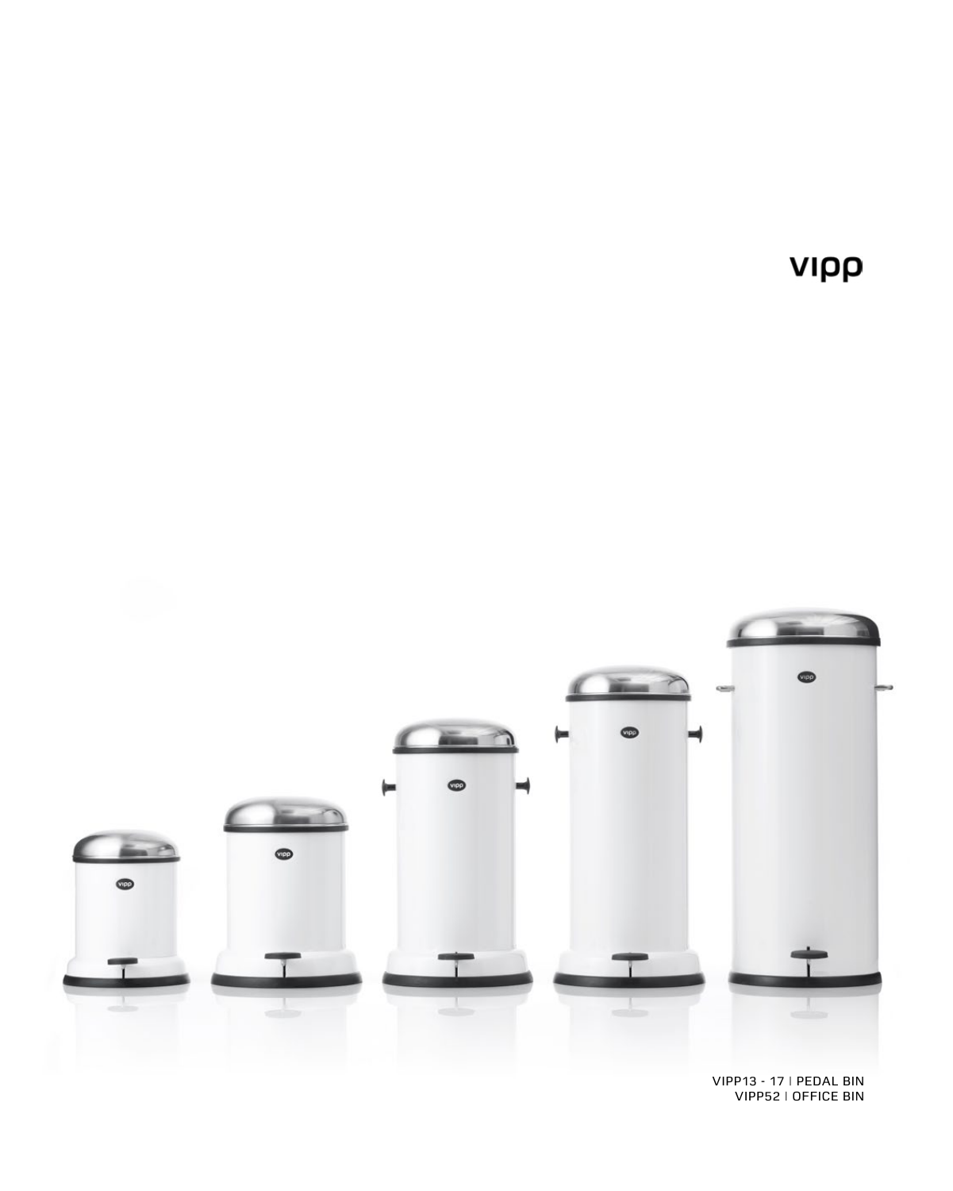vipp

VIPP13 - 17 | PEDAL BIN
VIPP52 | OFFICE BIN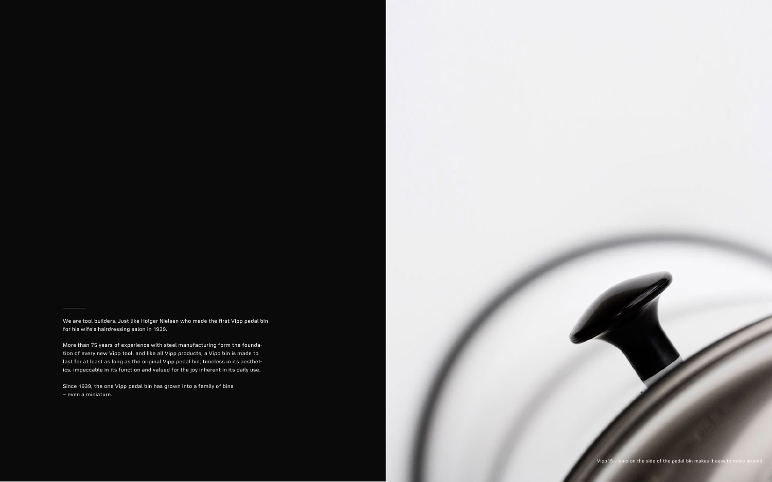We are tool builders. Just like Holger Nielsen who made the first Vipp pedal bin for his wife's hairdressing salon in 1939.

More than 75 years of experience with steel manufacturing form the foundation of every new Vipp tool, and like all Vipp products, a Vipp bin is made to last for at least as long as the original Vipp pedal bin; timeless in its aesthetics, impeccable in its function and valued for the joy inherent in its daily use.

Since 1939, the one Vipp pedal bin has grown into a family of bins – even a miniature.

Vipp15 – ears on the side of the pedal bin makes it easy to move around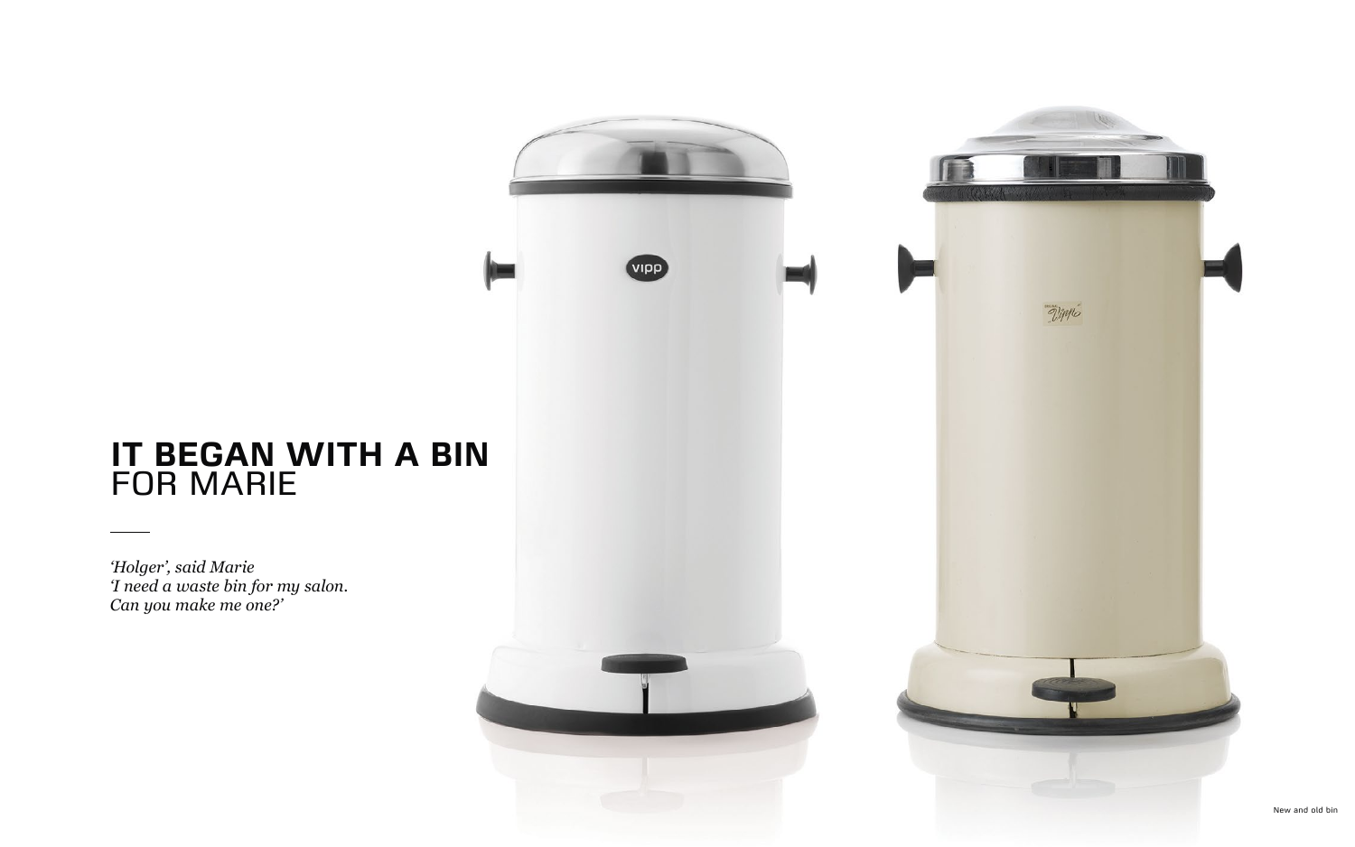# **IT BEGAN WITH A BIN** FOR MARIE

---

*'Holger', said Marie*
*'I need a waste bin for my salon.*
*Can you make me one?'*

New and old bin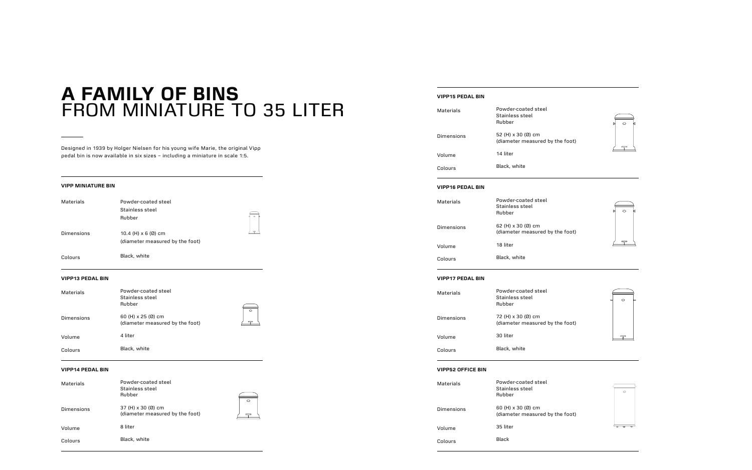# A FAMILY OF BINS
## FROM MINIATURE TO 35 LITER

Designed in 1939 by Holger Nielsen for his young wife Marie, the original Vipp pedal bin is now available in six sizes – including a miniature in scale 1:5.

### VIPP MINIATURE BIN

| | |
|---|---|
| Materials | Powder-coated steel<br>Stainless steel<br>Rubber |
| Dimensions | 10.4 (H) x 6 (Ø) cm<br>(diameter measured by the foot) |
| Colours | Black, white |

### VIPP13 PEDAL BIN

| | |
|---|---|
| Materials | Powder-coated steel<br>Stainless steel<br>Rubber |
| Dimensions | 60 (H) x 25 (Ø) cm<br>(diameter measured by the foot) |
| Volume | 4 liter |
| Colours | Black, white |

### VIPP14 PEDAL BIN

| | |
|---|---|
| Materials | Powder-coated steel<br>Stainless steel<br>Rubber |
| Dimensions | 37 (H) x 30 (Ø) cm<br>(diameter measured by the foot) |
| Volume | 8 liter |
| Colours | Black, white |

### VIPP15 PEDAL BIN

| | |
|---|---|
| Materials | Powder-coated steel<br>Stainless steel<br>Rubber |
| Dimensions | 52 (H) x 30 (Ø) cm<br>(diameter measured by the foot) |
| Volume | 14 liter |
| Colours | Black, white |

### VIPP16 PEDAL BIN

| | |
|---|---|
| Materials | Powder-coated steel<br>Stainless steel<br>Rubber |
| Dimensions | 62 (H) x 30 (Ø) cm<br>(diameter measured by the foot) |
| Volume | 18 liter |
| Colours | Black, white |

### VIPP17 PEDAL BIN

| | |
|---|---|
| Materials | Powder-coated steel<br>Stainless steel<br>Rubber |
| Dimensions | 72 (H) x 30 (Ø) cm<br>(diameter measured by the foot) |
| Volume | 30 liter |
| Colours | Black, white |

### VIPP52 OFFICE BIN

| | |
|---|---|
| Materials | Powder-coated steel<br>Stainless steel<br>Rubber |
| Dimensions | 60 (H) x 30 (Ø) cm<br>(diameter measured by the foot) |
| Volume | 35 liter |
| Colours | Black |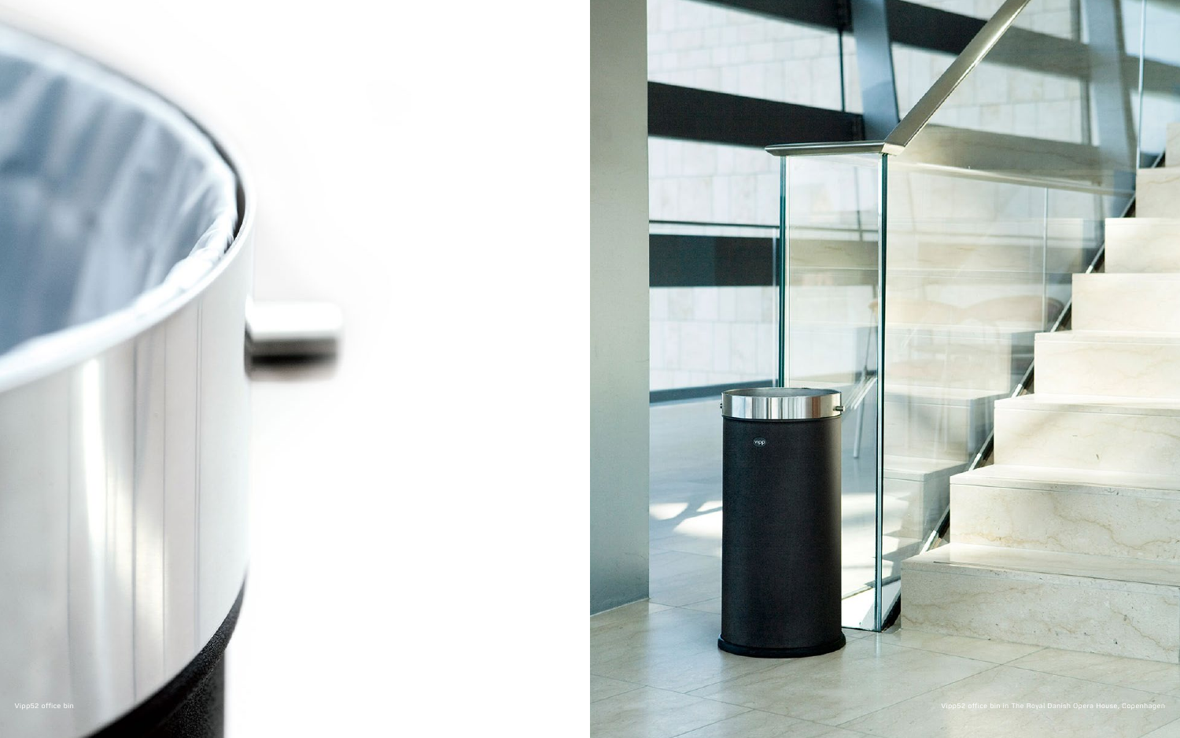Vipp52 office bin

Vipp52 office bin in The Royal Danish Opera House, Copenhagen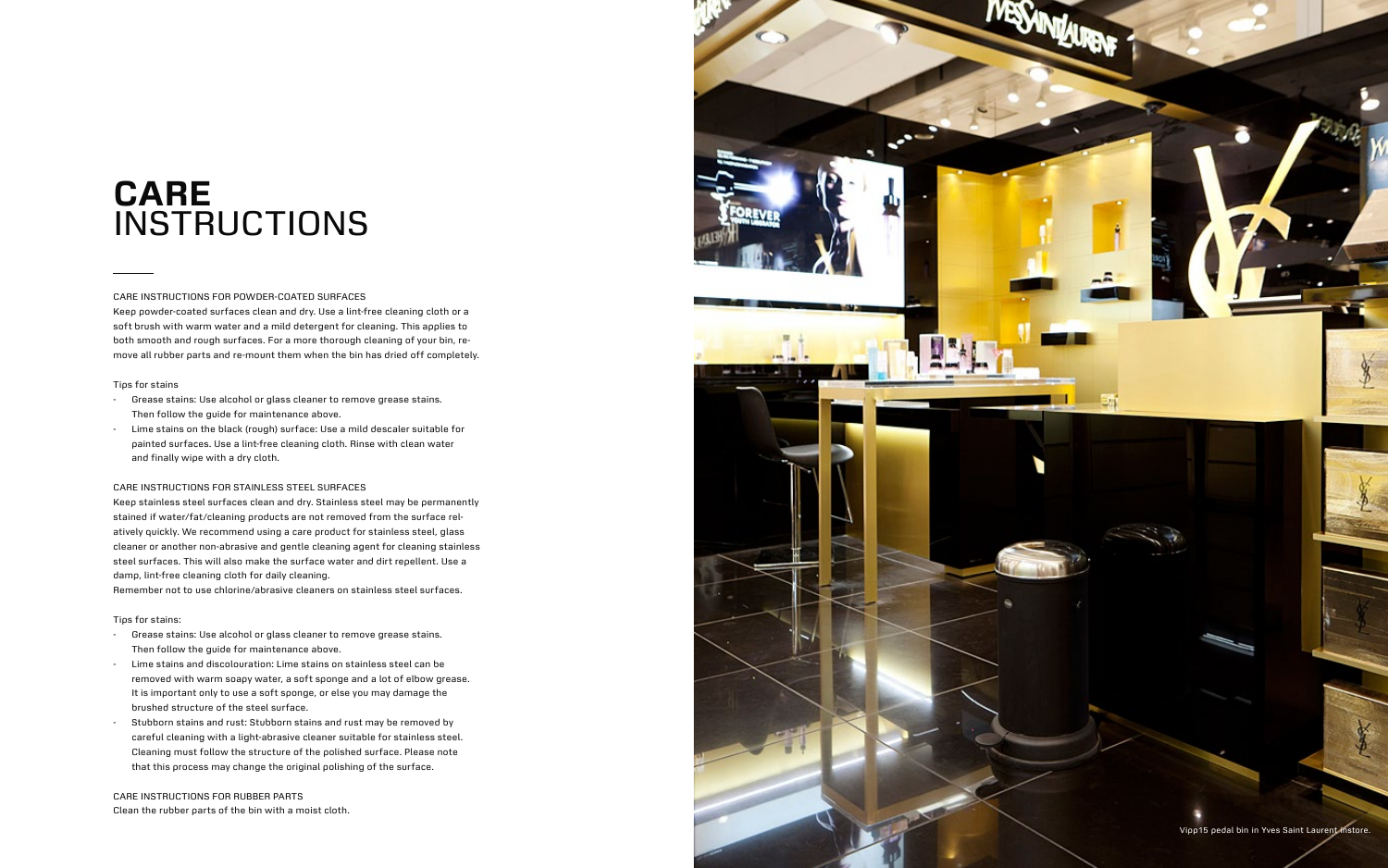# **CARE** INSTRUCTIONS

CARE INSTRUCTIONS FOR POWDER-COATED SURFACES

Keep powder-coated surfaces clean and dry. Use a lint-free cleaning cloth or a soft brush with warm water and a mild detergent for cleaning. This applies to both smooth and rough surfaces. For a more thorough cleaning of your bin, remove all rubber parts and re-mount them when the bin has dried off completely.

Tips for stains

- Grease stains: Use alcohol or glass cleaner to remove grease stains. Then follow the guide for maintenance above.
- Lime stains on the black (rough) surface: Use a mild descaler suitable for painted surfaces. Use a lint-free cleaning cloth. Rinse with clean water and finally wipe with a dry cloth.

CARE INSTRUCTIONS FOR STAINLESS STEEL SURFACES

Keep stainless steel surfaces clean and dry. Stainless steel may be permanently stained if water/fat/cleaning products are not removed from the surface relatively quickly. We recommend using a care product for stainless steel, glass cleaner or another non-abrasive and gentle cleaning agent for cleaning stainless steel surfaces. This will also make the surface water and dirt repellent. Use a damp, lint-free cleaning cloth for daily cleaning.
Remember not to use chlorine/abrasive cleaners on stainless steel surfaces.

Tips for stains:

- Grease stains: Use alcohol or glass cleaner to remove grease stains. Then follow the guide for maintenance above.
- Lime stains and discolouration: Lime stains on stainless steel can be removed with warm soapy water, a soft sponge and a lot of elbow grease. It is important only to use a soft sponge, or else you may damage the brushed structure of the steel surface.
- Stubborn stains and rust: Stubborn stains and rust may be removed by careful cleaning with a light-abrasive cleaner suitable for stainless steel. Cleaning must follow the structure of the polished surface. Please note that this process may change the original polishing of the surface.

CARE INSTRUCTIONS FOR RUBBER PARTS

Clean the rubber parts of the bin with a moist cloth.

Vipp15 pedal bin in Yves Saint Laurent instore.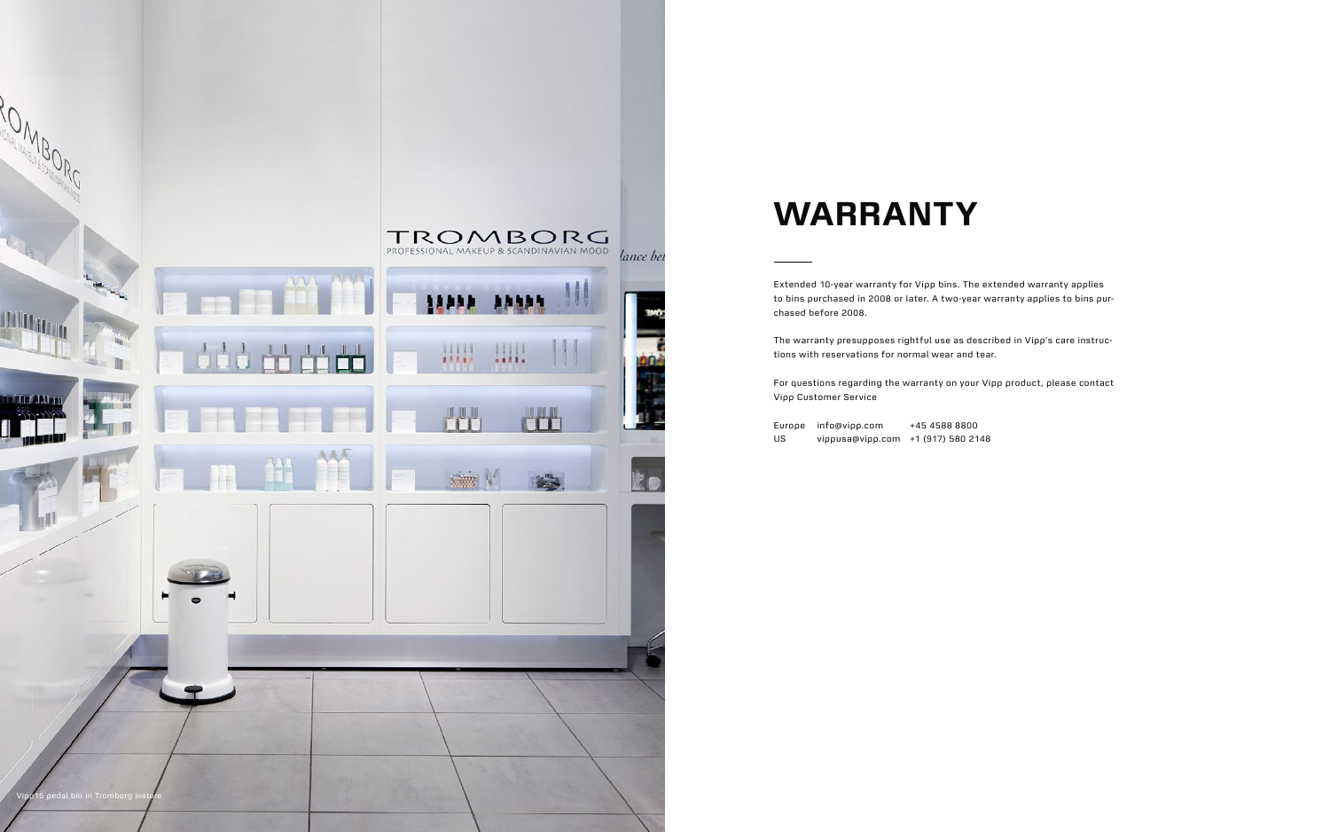Vipp15 pedal bin in Tromborg instore.

# WARRANTY

Extended 10-year warranty for Vipp bins. The extended warranty applies to bins purchased in 2008 or later. A two-year warranty applies to bins purchased before 2008.

The warranty presupposes rightful use as described in Vipp's care instructions with reservations for normal wear and tear.

For questions regarding the warranty on your Vipp product, please contact Vipp Customer Service

| | | |
|---|---|---|
| Europe | info@vipp.com | +45 4588 8800 |
| US | vippusa@vipp.com | +1 (917) 580 2148 |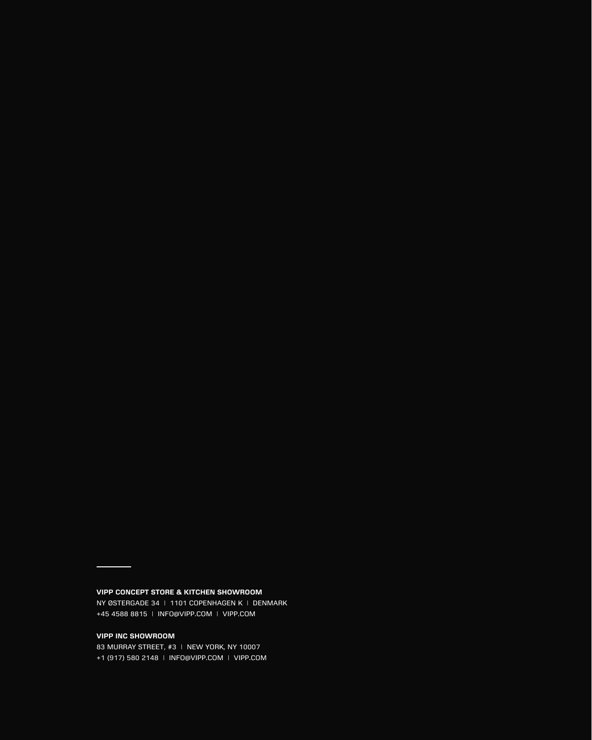---

**VIPP CONCEPT STORE & KITCHEN SHOWROOM**
NY ØSTERGADE 34 | 1101 COPENHAGEN K | DENMARK
+45 4588 8815 | INFO@VIPP.COM | VIPP.COM

**VIPP INC SHOWROOM**
83 MURRAY STREET, #3 | NEW YORK, NY 10007
+1 (917) 580 2148 | INFO@VIPP.COM | VIPP.COM